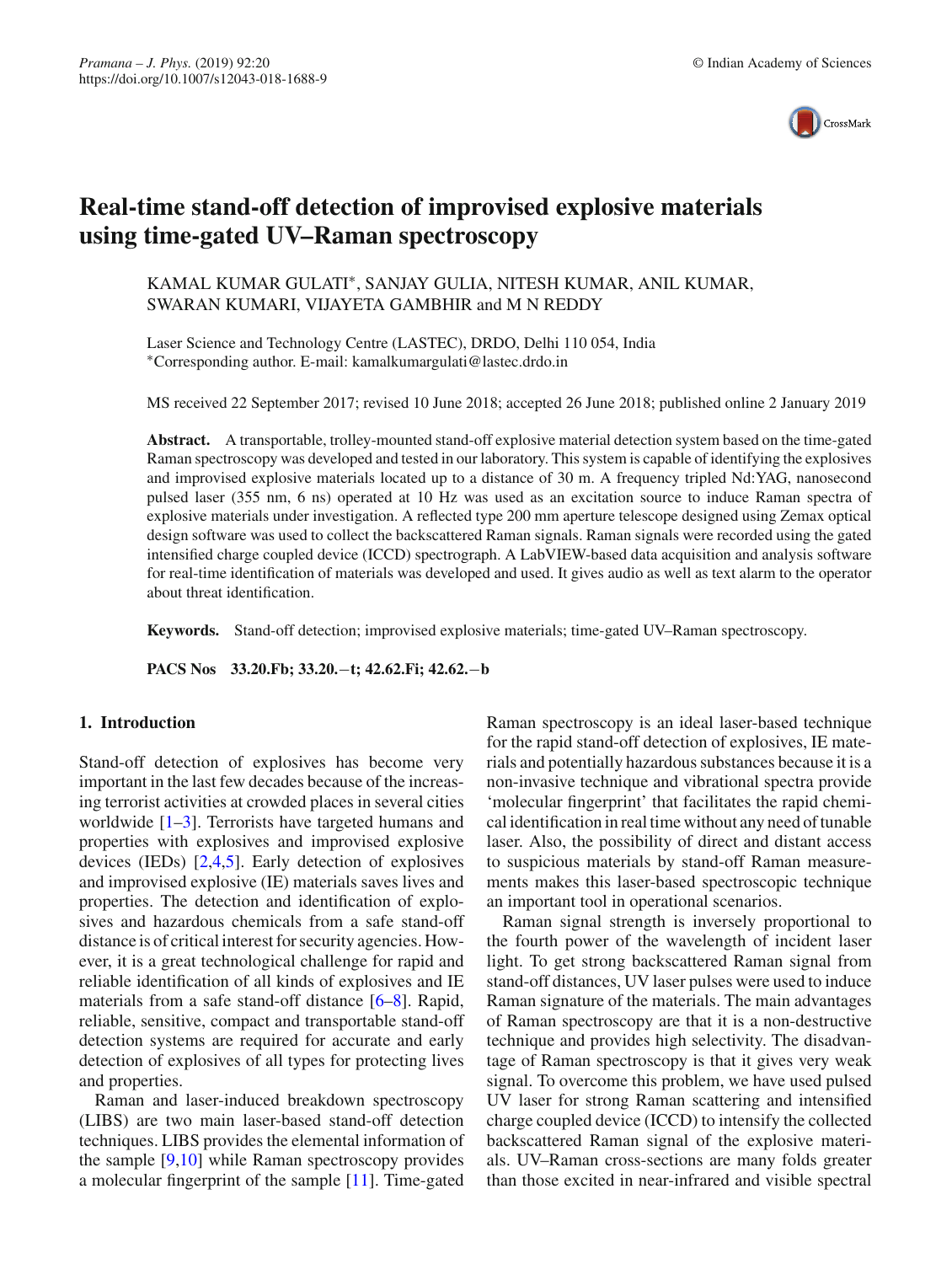# Real-time stand-off detection of improvised explosive materials using time-gated UV–Raman spectroscopy

KAMAL KUMAR GULATI*, SANJAY GULIA, NITESH KUMAR, ANIL KUMAR, SWARAN KUMARI, VIJAYETA GAMBHIR and M N REDDY

Laser Science and Technology Centre (LASTEC), DRDO, Delhi 110 054, India
*Corresponding author. E-mail: kamalkumargulati@lastec.drdo.in

MS received 22 September 2017; revised 10 June 2018; accepted 26 June 2018; published online 2 January 2019

**Abstract.** A transportable, trolley-mounted stand-off explosive material detection system based on the time-gated Raman spectroscopy was developed and tested in our laboratory. This system is capable of identifying the explosives and improvised explosive materials located up to a distance of 30 m. A frequency tripled Nd:YAG, nanosecond pulsed laser (355 nm, 6 ns) operated at 10 Hz was used as an excitation source to induce Raman spectra of explosive materials under investigation. A reflected type 200 mm aperture telescope designed using Zemax optical design software was used to collect the backscattered Raman signals. Raman signals were recorded using the gated intensified charge coupled device (ICCD) spectrograph. A LabVIEW-based data acquisition and analysis software for real-time identification of materials was developed and used. It gives audio as well as text alarm to the operator about threat identification.

**Keywords.** Stand-off detection; improvised explosive materials; time-gated UV–Raman spectroscopy.

**PACS Nos** 33.20.Fb; 33.20.−t; 42.62.Fi; 42.62.−b

## 1. Introduction

Stand-off detection of explosives has become very important in the last few decades because of the increasing terrorist activities at crowded places in several cities worldwide [1–3]. Terrorists have targeted humans and properties with explosives and improvised explosive devices (IEDs) [2,4,5]. Early detection of explosives and improvised explosive (IE) materials saves lives and properties. The detection and identification of explosives and hazardous chemicals from a safe stand-off distance is of critical interest for security agencies. However, it is a great technological challenge for rapid and reliable identification of all kinds of explosives and IE materials from a safe stand-off distance [6–8]. Rapid, reliable, sensitive, compact and transportable stand-off detection systems are required for accurate and early detection of explosives of all types for protecting lives and properties.

Raman and laser-induced breakdown spectroscopy (LIBS) are two main laser-based stand-off detection techniques. LIBS provides the elemental information of the sample [9,10] while Raman spectroscopy provides a molecular fingerprint of the sample [11]. Time-gated Raman spectroscopy is an ideal laser-based technique for the rapid stand-off detection of explosives, IE materials and potentially hazardous substances because it is a non-invasive technique and vibrational spectra provide 'molecular fingerprint' that facilitates the rapid chemical identification in real time without any need of tunable laser. Also, the possibility of direct and distant access to suspicious materials by stand-off Raman measurements makes this laser-based spectroscopic technique an important tool in operational scenarios.

Raman signal strength is inversely proportional to the fourth power of the wavelength of incident laser light. To get strong backscattered Raman signal from stand-off distances, UV laser pulses were used to induce Raman signature of the materials. The main advantages of Raman spectroscopy are that it is a non-destructive technique and provides high selectivity. The disadvantage of Raman spectroscopy is that it gives very weak signal. To overcome this problem, we have used pulsed UV laser for strong Raman scattering and intensified charge coupled device (ICCD) to intensify the collected backscattered Raman signal of the explosive materials. UV–Raman cross-sections are many folds greater than those excited in near-infrared and visible spectral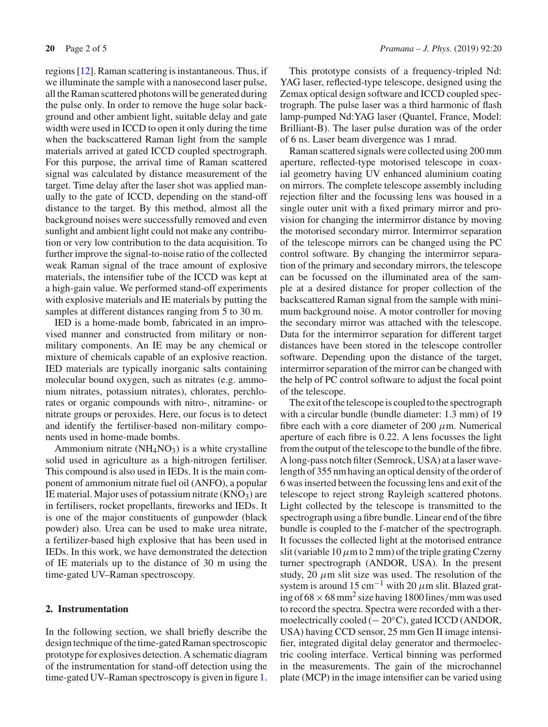regions [12]. Raman scattering is instantaneous. Thus, if we illuminate the sample with a nanosecond laser pulse, all the Raman scattered photons will be generated during the pulse only. In order to remove the huge solar background and other ambient light, suitable delay and gate width were used in ICCD to open it only during the time when the backscattered Raman light from the sample materials arrived at gated ICCD coupled spectrograph. For this purpose, the arrival time of Raman scattered signal was calculated by distance measurement of the target. Time delay after the laser shot was applied manually to the gate of ICCD, depending on the stand-off distance to the target. By this method, almost all the background noises were successfully removed and even sunlight and ambient light could not make any contribution or very low contribution to the data acquisition. To further improve the signal-to-noise ratio of the collected weak Raman signal of the trace amount of explosive materials, the intensifier tube of the ICCD was kept at a high-gain value. We performed stand-off experiments with explosive materials and IE materials by putting the samples at different distances ranging from 5 to 30 m.

IED is a home-made bomb, fabricated in an improvised manner and constructed from military or non-military components. An IE may be any chemical or mixture of chemicals capable of an explosive reaction. IED materials are typically inorganic salts containing molecular bound oxygen, such as nitrates (e.g. ammonium nitrates, potassium nitrates), chlorates, perchlorates or organic compounds with nitro-, nitramine- or nitrate groups or peroxides. Here, our focus is to detect and identify the fertiliser-based non-military components used in home-made bombs.

Ammonium nitrate ($NH_4NO_3$) is a white crystalline solid used in agriculture as a high-nitrogen fertiliser. This compound is also used in IEDs. It is the main component of ammonium nitrate fuel oil (ANFO), a popular IE material. Major uses of potassium nitrate ($KNO_3$) are in fertilisers, rocket propellants, fireworks and IEDs. It is one of the major constituents of gunpowder (black powder) also. Urea can be used to make urea nitrate, a fertilizer-based high explosive that has been used in IEDs. In this work, we have demonstrated the detection of IE materials up to the distance of 30 m using the time-gated UV–Raman spectroscopy.

## 2. Instrumentation

In the following section, we shall briefly describe the design technique of the time-gated Raman spectroscopic prototype for explosives detection. A schematic diagram of the instrumentation for stand-off detection using the time-gated UV–Raman spectroscopy is given in figure 1.

This prototype consists of a frequency-tripled Nd: YAG laser, reflected-type telescope, designed using the Zemax optical design software and ICCD coupled spectrograph. The pulse laser was a third harmonic of flash lamp-pumped Nd:YAG laser (Quantel, France, Model: Brilliant-B). The laser pulse duration was of the order of 6 ns. Laser beam divergence was 1 mrad.

Raman scattered signals were collected using 200 mm aperture, reflected-type motorised telescope in coaxial geometry having UV enhanced aluminium coating on mirrors. The complete telescope assembly including rejection filter and the focussing lens was housed in a single outer unit with a fixed primary mirror and provision for changing the intermirror distance by moving the motorised secondary mirror. Intermirror separation of the telescope mirrors can be changed using the PC control software. By changing the intermirror separation of the primary and secondary mirrors, the telescope can be focussed on the illuminated area of the sample at a desired distance for proper collection of the backscattered Raman signal from the sample with minimum background noise. A motor controller for moving the secondary mirror was attached with the telescope. Data for the intermirror separation for different target distances have been stored in the telescope controller software. Depending upon the distance of the target, intermirror separation of the mirror can be changed with the help of PC control software to adjust the focal point of the telescope.

The exit of the telescope is coupled to the spectrograph with a circular bundle (bundle diameter: 1.3 mm) of 19 fibre each with a core diameter of 200 $\mu$m. Numerical aperture of each fibre is 0.22. A lens focusses the light from the output of the telescope to the bundle of the fibre. A long-pass notch filter (Semrock, USA) at a laser wavelength of 355 nm having an optical density of the order of 6 was inserted between the focussing lens and exit of the telescope to reject strong Rayleigh scattered photons. Light collected by the telescope is transmitted to the spectrograph using a fibre bundle. Linear end of the fibre bundle is coupled to the f-matcher of the spectrograph. It focusses the collected light at the motorised entrance slit (variable 10 $\mu$m to 2 mm) of the triple grating Czerny turner spectrograph (ANDOR, USA). In the present study, 20 $\mu$m slit size was used. The resolution of the system is around 15 $cm^{-1}$ with 20 $\mu$m slit. Blazed grating of $68 \times 68$ $mm^2$ size having 1800 lines/mm was used to record the spectra. Spectra were recorded with a thermoelectrically cooled ($-$ 20°C), gated ICCD (ANDOR, USA) having CCD sensor, 25 mm Gen II image intensifier, integrated digital delay generator and thermoelectric cooling interface. Vertical binning was performed in the measurements. The gain of the microchannel plate (MCP) in the image intensifier can be varied using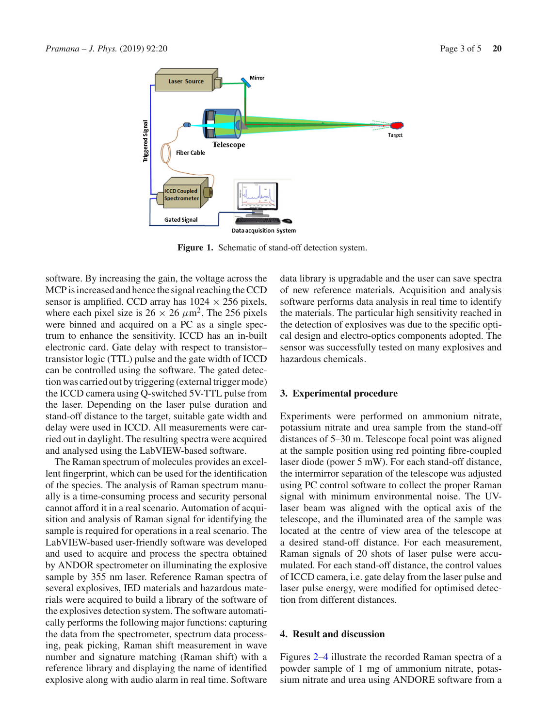Figure 1. Schematic of stand-off detection system.

software. By increasing the gain, the voltage across the MCP is increased and hence the signal reaching the CCD sensor is amplified. CCD array has 1024 × 256 pixels, where each pixel size is 26 × 26 $\mu$m$^2$. The 256 pixels were binned and acquired on a PC as a single spectrum to enhance the sensitivity. ICCD has an in-built electronic card. Gate delay with respect to transistor–transistor logic (TTL) pulse and the gate width of ICCD can be controlled using the software. The gated detection was carried out by triggering (external trigger mode) the ICCD camera using Q-switched 5V-TTL pulse from the laser. Depending on the laser pulse duration and stand-off distance to the target, suitable gate width and delay were used in ICCD. All measurements were carried out in daylight. The resulting spectra were acquired and analysed using the LabVIEW-based software.

The Raman spectrum of molecules provides an excellent fingerprint, which can be used for the identification of the species. The analysis of Raman spectrum manually is a time-consuming process and security personal cannot afford it in a real scenario. Automation of acquisition and analysis of Raman signal for identifying the sample is required for operations in a real scenario. The LabVIEW-based user-friendly software was developed and used to acquire and process the spectra obtained by ANDOR spectrometer on illuminating the explosive sample by 355 nm laser. Reference Raman spectra of several explosives, IED materials and hazardous materials were acquired to build a library of the software of the explosives detection system. The software automatically performs the following major functions: capturing the data from the spectrometer, spectrum data processing, peak picking, Raman shift measurement in wave number and signature matching (Raman shift) with a reference library and displaying the name of identified explosive along with audio alarm in real time. Software data library is upgradable and the user can save spectra of new reference materials. Acquisition and analysis software performs data analysis in real time to identify the materials. The particular high sensitivity reached in the detection of explosives was due to the specific optical design and electro-optics components adopted. The sensor was successfully tested on many explosives and hazardous chemicals.

## 3. Experimental procedure

Experiments were performed on ammonium nitrate, potassium nitrate and urea sample from the stand-off distances of 5–30 m. Telescope focal point was aligned at the sample position using red pointing fibre-coupled laser diode (power 5 mW). For each stand-off distance, the intermirror separation of the telescope was adjusted using PC control software to collect the proper Raman signal with minimum environmental noise. The UV-laser beam was aligned with the optical axis of the telescope, and the illuminated area of the sample was located at the centre of view area of the telescope at a desired stand-off distance. For each measurement, Raman signals of 20 shots of laser pulse were accumulated. For each stand-off distance, the control values of ICCD camera, i.e. gate delay from the laser pulse and laser pulse energy, were modified for optimised detection from different distances.

## 4. Result and discussion

Figures 2–4 illustrate the recorded Raman spectra of a powder sample of 1 mg of ammonium nitrate, potassium nitrate and urea using ANDORE software from a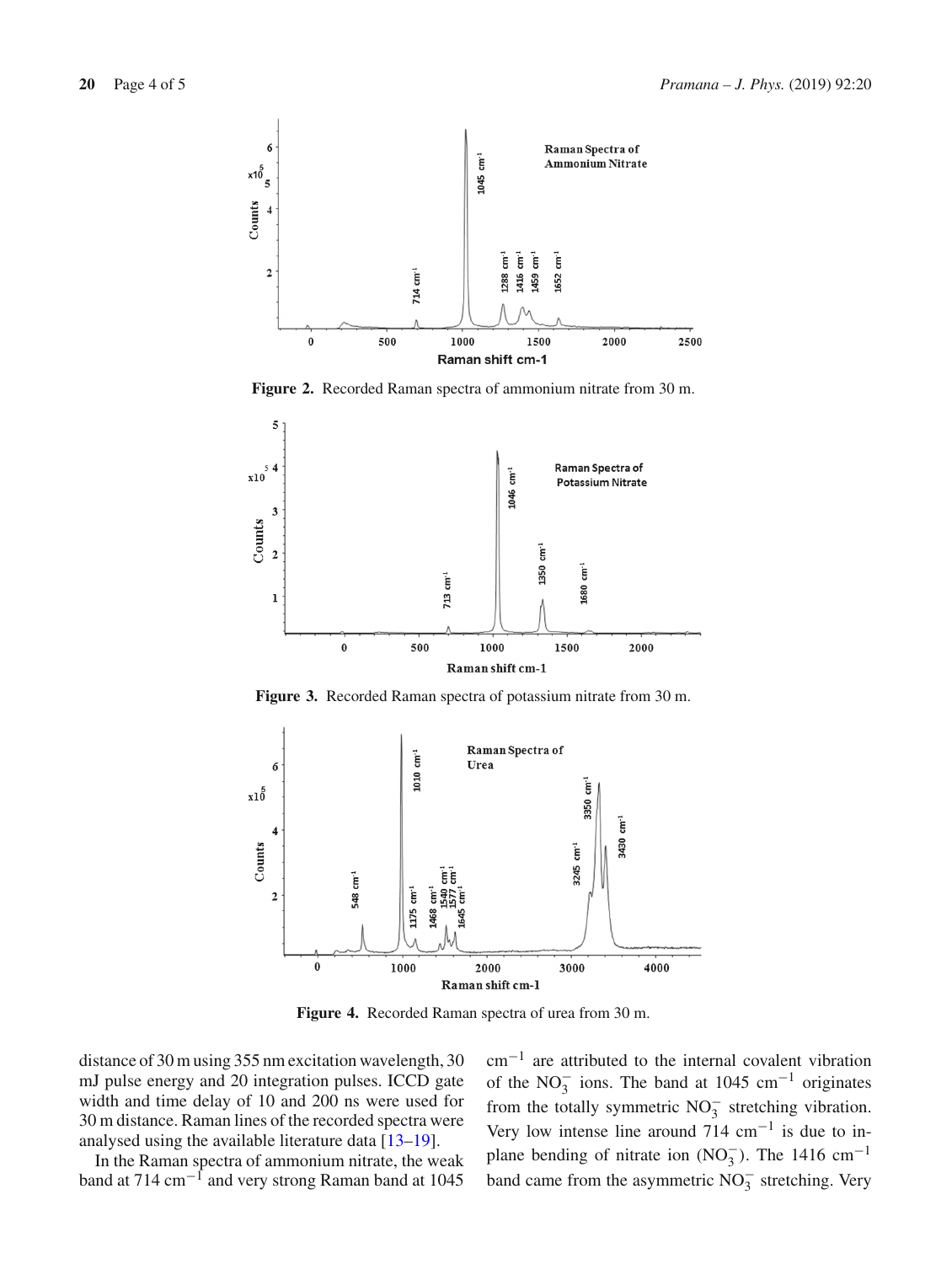Figure 2. Recorded Raman spectra of ammonium nitrate from 30 m.

Figure 3. Recorded Raman spectra of potassium nitrate from 30 m.

Figure 4. Recorded Raman spectra of urea from 30 m.

distance of 30 m using 355 nm excitation wavelength, 30 mJ pulse energy and 20 integration pulses. ICCD gate width and time delay of 10 and 200 ns were used for 30 m distance. Raman lines of the recorded spectra were analysed using the available literature data [13–19].

In the Raman spectra of ammonium nitrate, the weak band at 714 $cm^{-1}$ and very strong Raman band at 1045 $cm^{-1}$ are attributed to the internal covalent vibration of the $NO_3^-$ ions. The band at 1045 $cm^{-1}$ originates from the totally symmetric $NO_3^-$ stretching vibration. Very low intense line around 714 $cm^{-1}$ is due to in-plane bending of nitrate ion ($NO_3^-$). The 1416 $cm^{-1}$ band came from the asymmetric $NO_3^-$ stretching. Very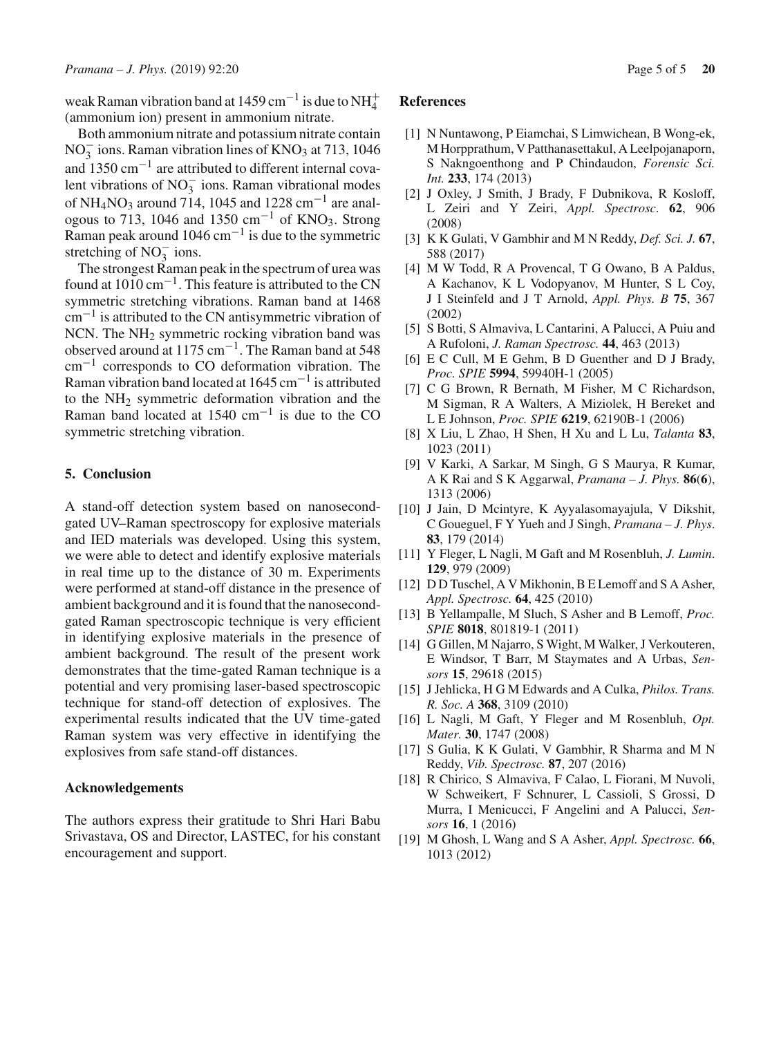weak Raman vibration band at 1459 $cm^{-1}$ is due to $NH_4^+$ (ammonium ion) present in ammonium nitrate.

Both ammonium nitrate and potassium nitrate contain $NO_3^-$ ions. Raman vibration lines of $KNO_3$ at 713, 1046 and 1350 $cm^{-1}$ are attributed to different internal covalent vibrations of $NO_3^-$ ions. Raman vibrational modes of $NH_4NO_3$ around 714, 1045 and 1228 $cm^{-1}$ are analogous to 713, 1046 and 1350 $cm^{-1}$ of $KNO_3$. Strong Raman peak around 1046 $cm^{-1}$ is due to the symmetric stretching of $NO_3^-$ ions.

The strongest Raman peak in the spectrum of urea was found at 1010 $cm^{-1}$. This feature is attributed to the CN symmetric stretching vibrations. Raman band at 1468 $cm^{-1}$ is attributed to the CN antisymmetric vibration of NCN. The $NH_2$ symmetric rocking vibration band was observed around at 1175 $cm^{-1}$. The Raman band at 548 $cm^{-1}$ corresponds to CO deformation vibration. The Raman vibration band located at 1645 $cm^{-1}$ is attributed to the $NH_2$ symmetric deformation vibration and the Raman band located at 1540 $cm^{-1}$ is due to the CO symmetric stretching vibration.

## 5. Conclusion

A stand-off detection system based on nanosecond-gated UV–Raman spectroscopy for explosive materials and IED materials was developed. Using this system, we were able to detect and identify explosive materials in real time up to the distance of 30 m. Experiments were performed at stand-off distance in the presence of ambient background and it is found that the nanosecond-gated Raman spectroscopic technique is very efficient in identifying explosive materials in the presence of ambient background. The result of the present work demonstrates that the time-gated Raman technique is a potential and very promising laser-based spectroscopic technique for stand-off detection of explosives. The experimental results indicated that the UV time-gated Raman system was very effective in identifying the explosives from safe stand-off distances.

## Acknowledgements

The authors express their gratitude to Shri Hari Babu Srivastava, OS and Director, LASTEC, for his constant encouragement and support.

## References

[1] N Nuntawong, P Eiamchai, S Limwichean, B Wong-ek, M Horpprathum, V Patthanasettakul, A Leelpojanaporn, S Nakngoenthong and P Chindaudon, *Forensic Sci. Int.* **233**, 174 (2013)

[2] J Oxley, J Smith, J Brady, F Dubnikova, R Kosloff, L Zeiri and Y Zeiri, *Appl. Spectrosc.* **62**, 906 (2008)

[3] K K Gulati, V Gambhir and M N Reddy, *Def. Sci. J.* **67**, 588 (2017)

[4] M W Todd, R A Provencal, T G Owano, B A Paldus, A Kachanov, K L Vodopyanov, M Hunter, S L Coy, J I Steinfeld and J T Arnold, *Appl. Phys. B* **75**, 367 (2002)

[5] S Botti, S Almaviva, L Cantarini, A Palucci, A Puiu and A Rufoloni, *J. Raman Spectrosc.* **44**, 463 (2013)

[6] E C Cull, M E Gehm, B D Guenther and D J Brady, *Proc. SPIE* **5994**, 59940H-1 (2005)

[7] C G Brown, R Bernath, M Fisher, M C Richardson, M Sigman, R A Walters, A Miziolek, H Bereket and L E Johnson, *Proc. SPIE* **6219**, 62190B-1 (2006)

[8] X Liu, L Zhao, H Shen, H Xu and L Lu, *Talanta* **83**, 1023 (2011)

[9] V Karki, A Sarkar, M Singh, G S Maurya, R Kumar, A K Rai and S K Aggarwal, *Pramana – J. Phys.* **86**(**6**), 1313 (2006)

[10] J Jain, D Mcintyre, K Ayyalasomayajula, V Dikshit, C Goueguel, F Y Yueh and J Singh, *Pramana – J. Phys.* **83**, 179 (2014)

[11] Y Fleger, L Nagli, M Gaft and M Rosenbluh, *J. Lumin.* **129**, 979 (2009)

[12] D D Tuschel, A V Mikhonin, B E Lemoff and S A Asher, *Appl. Spectrosc.* **64**, 425 (2010)

[13] B Yellampalle, M Sluch, S Asher and B Lemoff, *Proc. SPIE* **8018**, 801819-1 (2011)

[14] G Gillen, M Najarro, S Wight, M Walker, J Verkouteren, E Windsor, T Barr, M Staymates and A Urbas, *Sensors* **15**, 29618 (2015)

[15] J Jehlicka, H G M Edwards and A Culka, *Philos. Trans. R. Soc. A* **368**, 3109 (2010)

[16] L Nagli, M Gaft, Y Fleger and M Rosenbluh, *Opt. Mater.* **30**, 1747 (2008)

[17] S Gulia, K K Gulati, V Gambhir, R Sharma and M N Reddy, *Vib. Spectrosc.* **87**, 207 (2016)

[18] R Chirico, S Almaviva, F Calao, L Fiorani, M Nuvoli, W Schweikert, F Schnurer, L Cassioli, S Grossi, D Murra, I Menicucci, F Angelini and A Palucci, *Sensors* **16**, 1 (2016)

[19] M Ghosh, L Wang and S A Asher, *Appl. Spectrosc.* **66**, 1013 (2012)